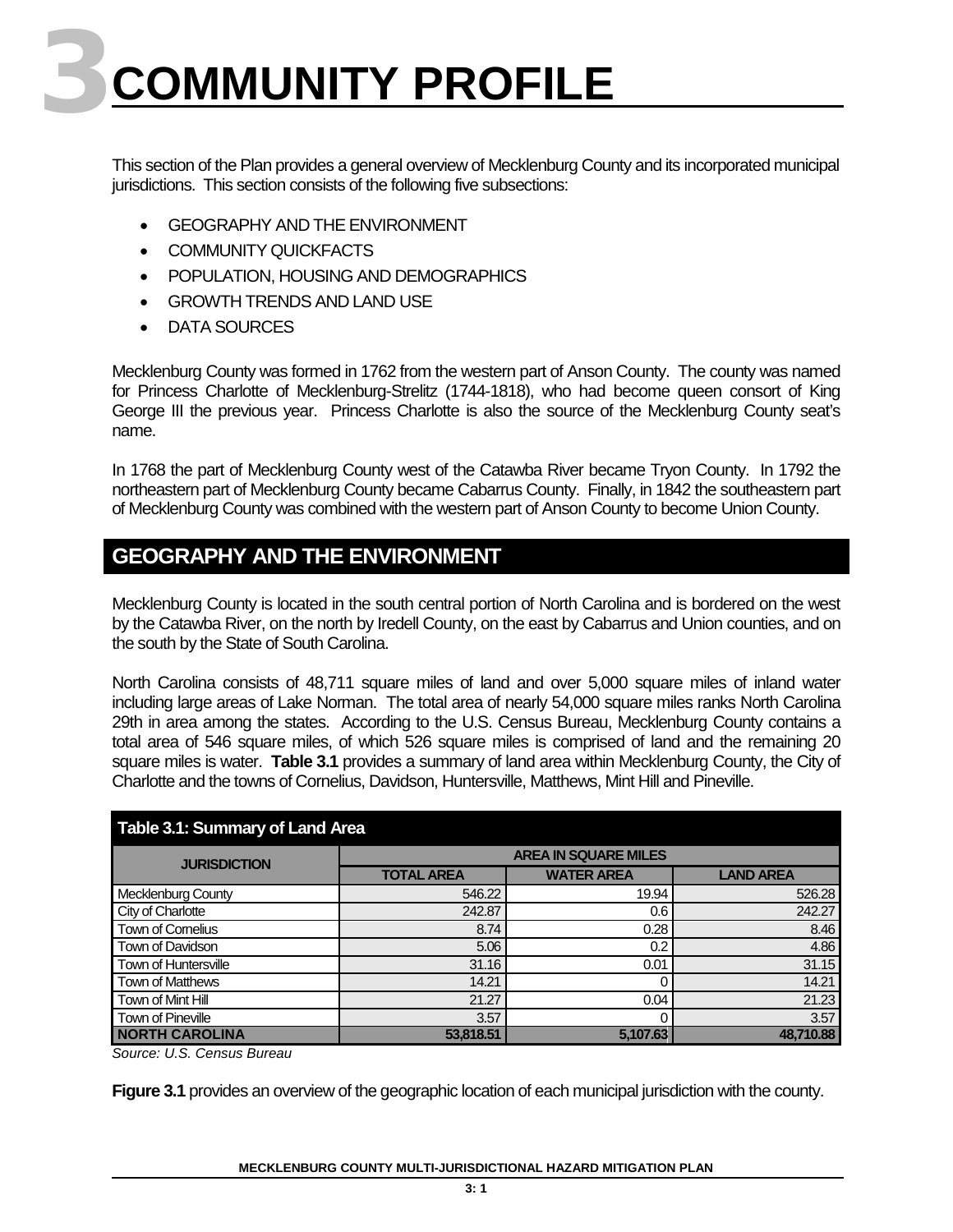# 3 COMMUNITY PROFILE

This section of the Plan provides a general overview of Mecklenburg County and its incorporated municipal jurisdictions. This section consists of the following five subsections:

- GEOGRAPHY AND THE ENVIRONMENT
- COMMUNITY QUICKFACTS
- POPULATION, HOUSING AND DEMOGRAPHICS
- GROWTH TRENDS AND LAND USE
- DATA SOURCES

Mecklenburg County was formed in 1762 from the western part of Anson County. The county was named for Princess Charlotte of Mecklenburg-Strelitz (1744-1818), who had become queen consort of King George III the previous year. Princess Charlotte is also the source of the Mecklenburg County seat's name.

In 1768 the part of Mecklenburg County west of the Catawba River became Tryon County. In 1792 the northeastern part of Mecklenburg County became Cabarrus County. Finally, in 1842 the southeastern part of Mecklenburg County was combined with the western part of Anson County to become Union County.

## GEOGRAPHY AND THE ENVIRONMENT

Mecklenburg County is located in the south central portion of North Carolina and is bordered on the west by the Catawba River, on the north by Iredell County, on the east by Cabarrus and Union counties, and on the south by the State of South Carolina.

North Carolina consists of 48,711 square miles of land and over 5,000 square miles of inland water including large areas of Lake Norman. The total area of nearly 54,000 square miles ranks North Carolina 29th in area among the states. According to the U.S. Census Bureau, Mecklenburg County contains a total area of 546 square miles, of which 526 square miles is comprised of land and the remaining 20 square miles is water. **Table 3.1** provides a summary of land area within Mecklenburg County, the City of Charlotte and the towns of Cornelius, Davidson, Huntersville, Matthews, Mint Hill and Pineville.

**Table 3.1: Summary of Land Area**

| JURISDICTION | AREA IN SQUARE MILES | | |
|---|---|---|---|
| | TOTAL AREA | WATER AREA | LAND AREA |
| Mecklenburg County | 546.22 | 19.94 | 526.28 |
| City of Charlotte | 242.87 | 0.6 | 242.27 |
| Town of Cornelius | 8.74 | 0.28 | 8.46 |
| Town of Davidson | 5.06 | 0.2 | 4.86 |
| Town of Huntersville | 31.16 | 0.01 | 31.15 |
| Town of Matthews | 14.21 | 0 | 14.21 |
| Town of Mint Hill | 21.27 | 0.04 | 21.23 |
| Town of Pineville | 3.57 | 0 | 3.57 |
| **NORTH CAROLINA** | **53,818.51** | **5,107.63** | **48,710.88** |

*Source: U.S. Census Bureau*

**Figure 3.1** provides an overview of the geographic location of each municipal jurisdiction with the county.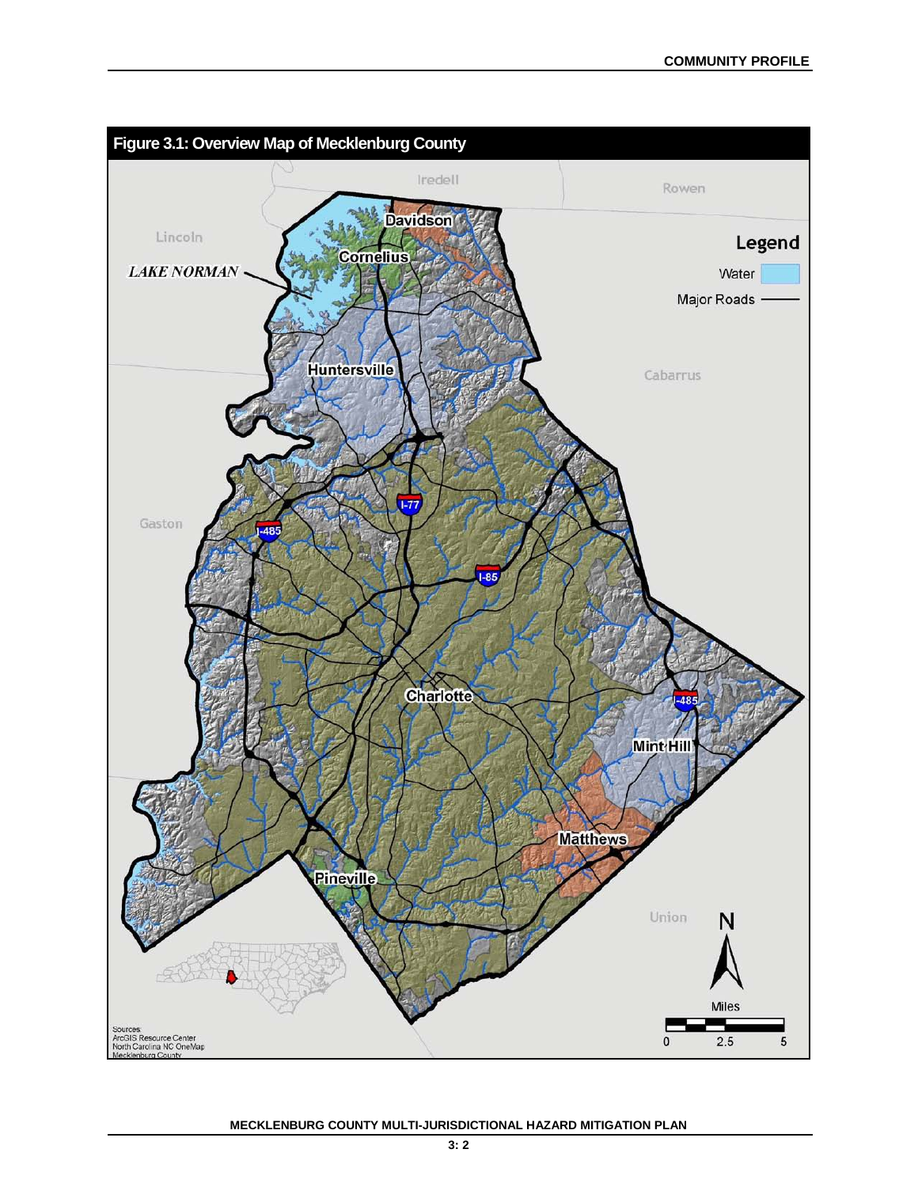**Figure 3.1: Overview Map of Mecklenburg County**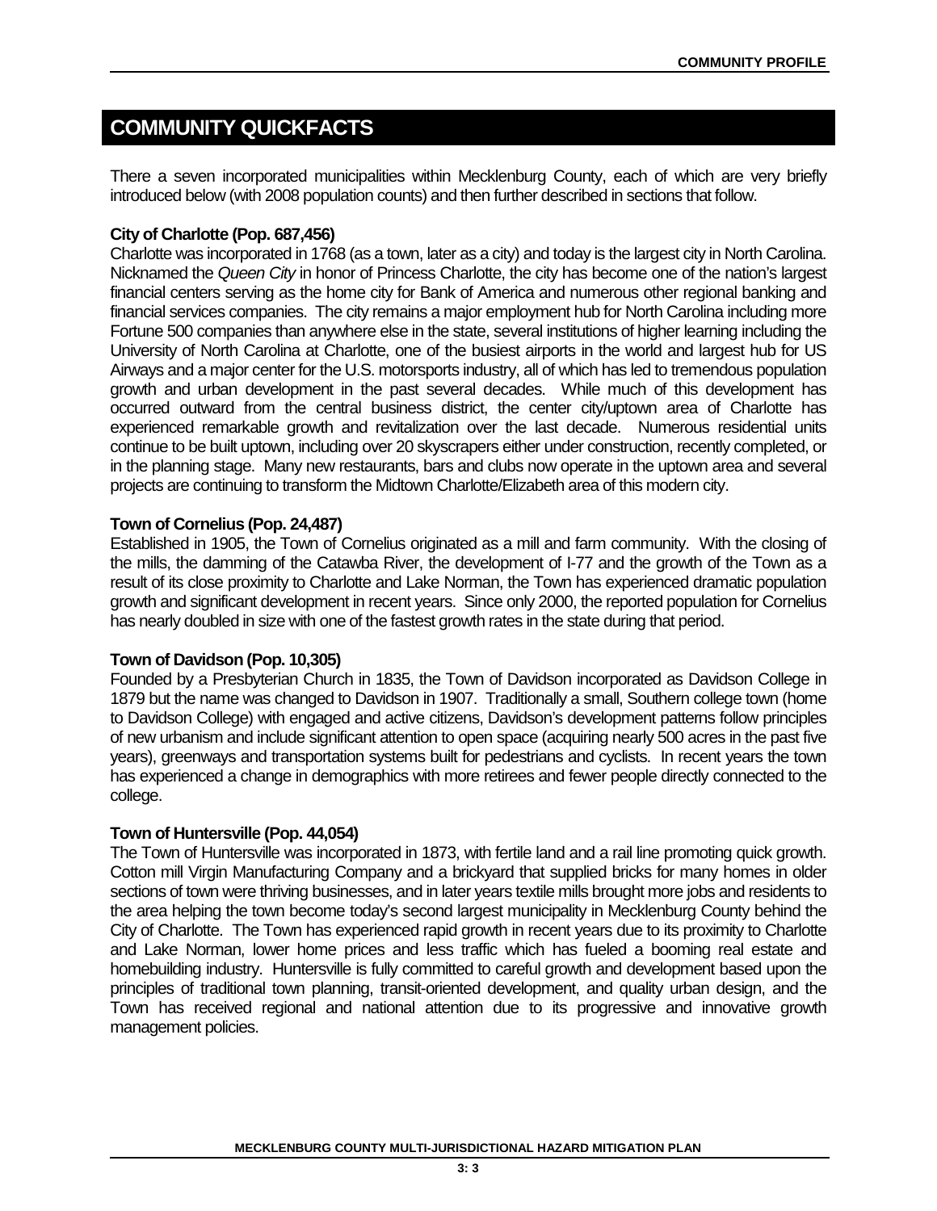# COMMUNITY QUICKFACTS

There a seven incorporated municipalities within Mecklenburg County, each of which are very briefly introduced below (with 2008 population counts) and then further described in sections that follow.

**City of Charlotte (Pop. 687,456)**
Charlotte was incorporated in 1768 (as a town, later as a city) and today is the largest city in North Carolina. Nicknamed the *Queen City* in honor of Princess Charlotte, the city has become one of the nation's largest financial centers serving as the home city for Bank of America and numerous other regional banking and financial services companies. The city remains a major employment hub for North Carolina including more Fortune 500 companies than anywhere else in the state, several institutions of higher learning including the University of North Carolina at Charlotte, one of the busiest airports in the world and largest hub for US Airways and a major center for the U.S. motorsports industry, all of which has led to tremendous population growth and urban development in the past several decades. While much of this development has occurred outward from the central business district, the center city/uptown area of Charlotte has experienced remarkable growth and revitalization over the last decade. Numerous residential units continue to be built uptown, including over 20 skyscrapers either under construction, recently completed, or in the planning stage. Many new restaurants, bars and clubs now operate in the uptown area and several projects are continuing to transform the Midtown Charlotte/Elizabeth area of this modern city.

**Town of Cornelius (Pop. 24,487)**
Established in 1905, the Town of Cornelius originated as a mill and farm community. With the closing of the mills, the damming of the Catawba River, the development of I-77 and the growth of the Town as a result of its close proximity to Charlotte and Lake Norman, the Town has experienced dramatic population growth and significant development in recent years. Since only 2000, the reported population for Cornelius has nearly doubled in size with one of the fastest growth rates in the state during that period.

**Town of Davidson (Pop. 10,305)**
Founded by a Presbyterian Church in 1835, the Town of Davidson incorporated as Davidson College in 1879 but the name was changed to Davidson in 1907. Traditionally a small, Southern college town (home to Davidson College) with engaged and active citizens, Davidson's development patterns follow principles of new urbanism and include significant attention to open space (acquiring nearly 500 acres in the past five years), greenways and transportation systems built for pedestrians and cyclists. In recent years the town has experienced a change in demographics with more retirees and fewer people directly connected to the college.

**Town of Huntersville (Pop. 44,054)**
The Town of Huntersville was incorporated in 1873, with fertile land and a rail line promoting quick growth. Cotton mill Virgin Manufacturing Company and a brickyard that supplied bricks for many homes in older sections of town were thriving businesses, and in later years textile mills brought more jobs and residents to the area helping the town become today's second largest municipality in Mecklenburg County behind the City of Charlotte. The Town has experienced rapid growth in recent years due to its proximity to Charlotte and Lake Norman, lower home prices and less traffic which has fueled a booming real estate and homebuilding industry. Huntersville is fully committed to careful growth and development based upon the principles of traditional town planning, transit-oriented development, and quality urban design, and the Town has received regional and national attention due to its progressive and innovative growth management policies.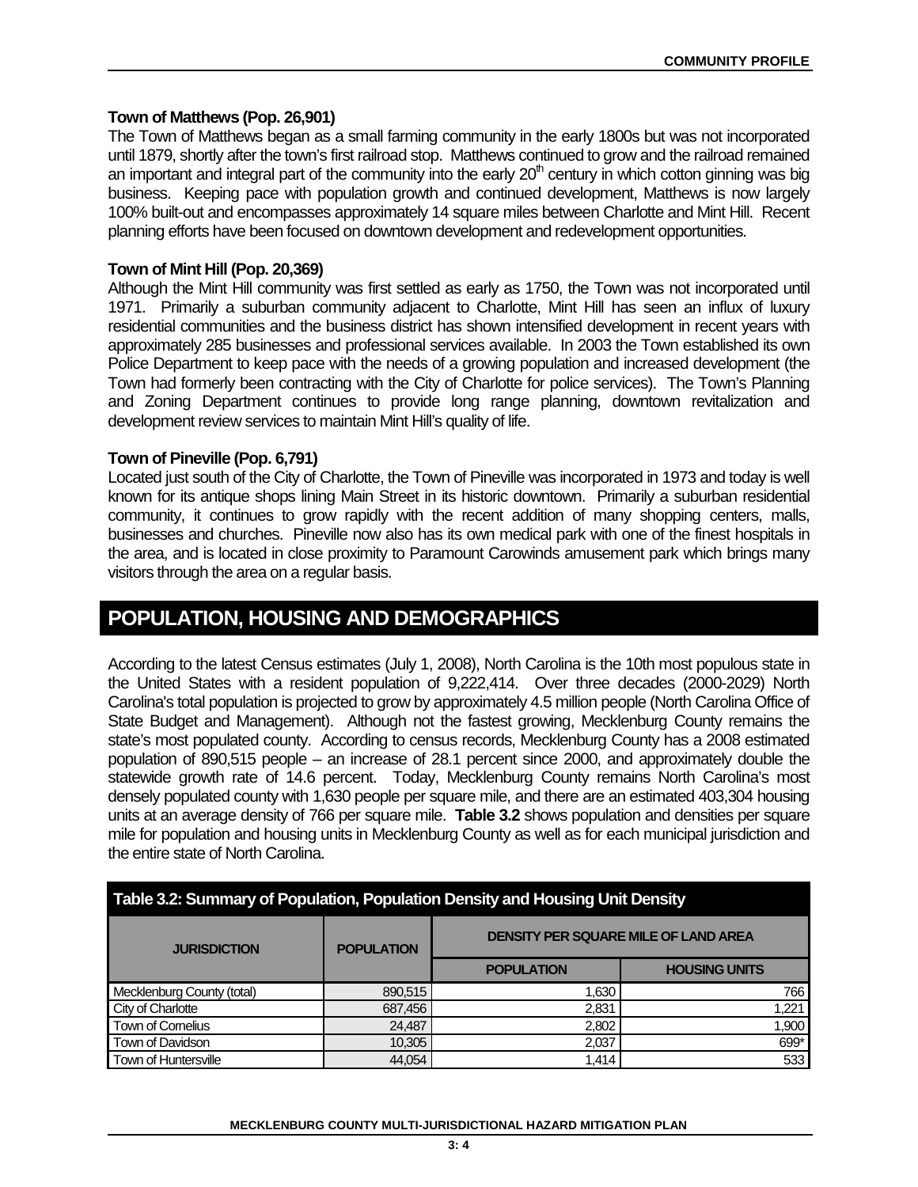**Town of Matthews (Pop. 26,901)**

The Town of Matthews began as a small farming community in the early 1800s but was not incorporated until 1879, shortly after the town's first railroad stop. Matthews continued to grow and the railroad remained an important and integral part of the community into the early 20th century in which cotton ginning was big business. Keeping pace with population growth and continued development, Matthews is now largely 100% built-out and encompasses approximately 14 square miles between Charlotte and Mint Hill. Recent planning efforts have been focused on downtown development and redevelopment opportunities.

**Town of Mint Hill (Pop. 20,369)**

Although the Mint Hill community was first settled as early as 1750, the Town was not incorporated until 1971. Primarily a suburban community adjacent to Charlotte, Mint Hill has seen an influx of luxury residential communities and the business district has shown intensified development in recent years with approximately 285 businesses and professional services available. In 2003 the Town established its own Police Department to keep pace with the needs of a growing population and increased development (the Town had formerly been contracting with the City of Charlotte for police services). The Town's Planning and Zoning Department continues to provide long range planning, downtown revitalization and development review services to maintain Mint Hill's quality of life.

**Town of Pineville (Pop. 6,791)**

Located just south of the City of Charlotte, the Town of Pineville was incorporated in 1973 and today is well known for its antique shops lining Main Street in its historic downtown. Primarily a suburban residential community, it continues to grow rapidly with the recent addition of many shopping centers, malls, businesses and churches. Pineville now also has its own medical park with one of the finest hospitals in the area, and is located in close proximity to Paramount Carowinds amusement park which brings many visitors through the area on a regular basis.

## POPULATION, HOUSING AND DEMOGRAPHICS

According to the latest Census estimates (July 1, 2008), North Carolina is the 10th most populous state in the United States with a resident population of 9,222,414. Over three decades (2000-2029) North Carolina's total population is projected to grow by approximately 4.5 million people (North Carolina Office of State Budget and Management). Although not the fastest growing, Mecklenburg County remains the state's most populated county. According to census records, Mecklenburg County has a 2008 estimated population of 890,515 people – an increase of 28.1 percent since 2000, and approximately double the statewide growth rate of 14.6 percent. Today, Mecklenburg County remains North Carolina's most densely populated county with 1,630 people per square mile, and there are an estimated 403,304 housing units at an average density of 766 per square mile. **Table 3.2** shows population and densities per square mile for population and housing units in Mecklenburg County as well as for each municipal jurisdiction and the entire state of North Carolina.

**Table 3.2: Summary of Population, Population Density and Housing Unit Density**

| JURISDICTION | POPULATION | DENSITY PER SQUARE MILE OF LAND AREA | |
|---|---|---|---|
| | | POPULATION | HOUSING UNITS |
| Mecklenburg County (total) | 890,515 | 1,630 | 766 |
| City of Charlotte | 687,456 | 2,831 | 1,221 |
| Town of Cornelius | 24,487 | 2,802 | 1,900 |
| Town of Davidson | 10,305 | 2,037 | 699* |
| Town of Huntersville | 44,054 | 1,414 | 533 |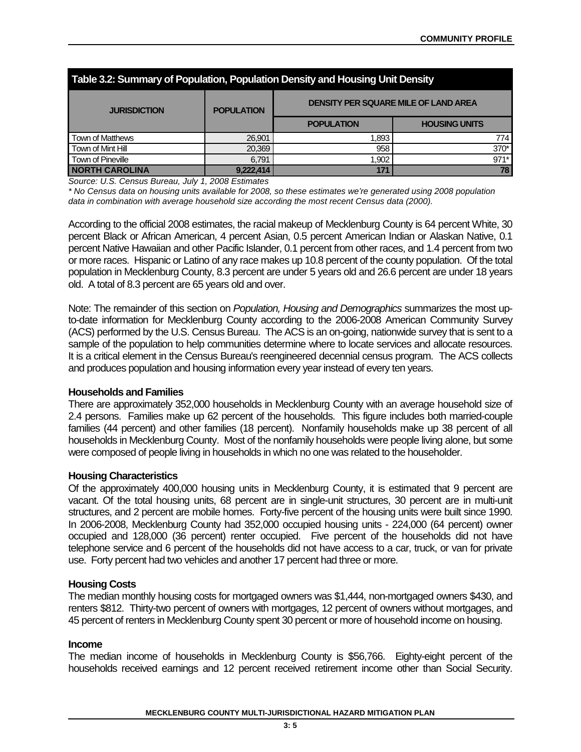**Table 3.2: Summary of Population, Population Density and Housing Unit Density**

| JURISDICTION | POPULATION | DENSITY PER SQUARE MILE OF LAND AREA | |
|---|---|---|---|
| | | POPULATION | HOUSING UNITS |
| Town of Matthews | 26,901 | 1,893 | 774 |
| Town of Mint Hill | 20,369 | 958 | 370* |
| Town of Pineville | 6,791 | 1,902 | 971* |
| **NORTH CAROLINA** | **9,222,414** | **171** | **78** |

*Source: U.S. Census Bureau, July 1, 2008 Estimates*

*\* No Census data on housing units available for 2008, so these estimates we're generated using 2008 population data in combination with average household size according the most recent Census data (2000).*

According to the official 2008 estimates, the racial makeup of Mecklenburg County is 64 percent White, 30 percent Black or African American, 4 percent Asian, 0.5 percent American Indian or Alaskan Native, 0.1 percent Native Hawaiian and other Pacific Islander, 0.1 percent from other races, and 1.4 percent from two or more races. Hispanic or Latino of any race makes up 10.8 percent of the county population. Of the total population in Mecklenburg County, 8.3 percent are under 5 years old and 26.6 percent are under 18 years old. A total of 8.3 percent are 65 years old and over.

Note: The remainder of this section on *Population, Housing and Demographics* summarizes the most up-to-date information for Mecklenburg County according to the 2006-2008 American Community Survey (ACS) performed by the U.S. Census Bureau. The ACS is an on-going, nationwide survey that is sent to a sample of the population to help communities determine where to locate services and allocate resources. It is a critical element in the Census Bureau's reengineered decennial census program. The ACS collects and produces population and housing information every year instead of every ten years.

**Households and Families**

There are approximately 352,000 households in Mecklenburg County with an average household size of 2.4 persons. Families make up 62 percent of the households. This figure includes both married-couple families (44 percent) and other families (18 percent). Nonfamily households make up 38 percent of all households in Mecklenburg County. Most of the nonfamily households were people living alone, but some were composed of people living in households in which no one was related to the householder.

**Housing Characteristics**

Of the approximately 400,000 housing units in Mecklenburg County, it is estimated that 9 percent are vacant. Of the total housing units, 68 percent are in single-unit structures, 30 percent are in multi-unit structures, and 2 percent are mobile homes. Forty-five percent of the housing units were built since 1990. In 2006-2008, Mecklenburg County had 352,000 occupied housing units - 224,000 (64 percent) owner occupied and 128,000 (36 percent) renter occupied. Five percent of the households did not have telephone service and 6 percent of the households did not have access to a car, truck, or van for private use. Forty percent had two vehicles and another 17 percent had three or more.

**Housing Costs**

The median monthly housing costs for mortgaged owners was $1,444, non-mortgaged owners $430, and renters $812. Thirty-two percent of owners with mortgages, 12 percent of owners without mortgages, and 45 percent of renters in Mecklenburg County spent 30 percent or more of household income on housing.

**Income**

The median income of households in Mecklenburg County is $56,766. Eighty-eight percent of the households received earnings and 12 percent received retirement income other than Social Security.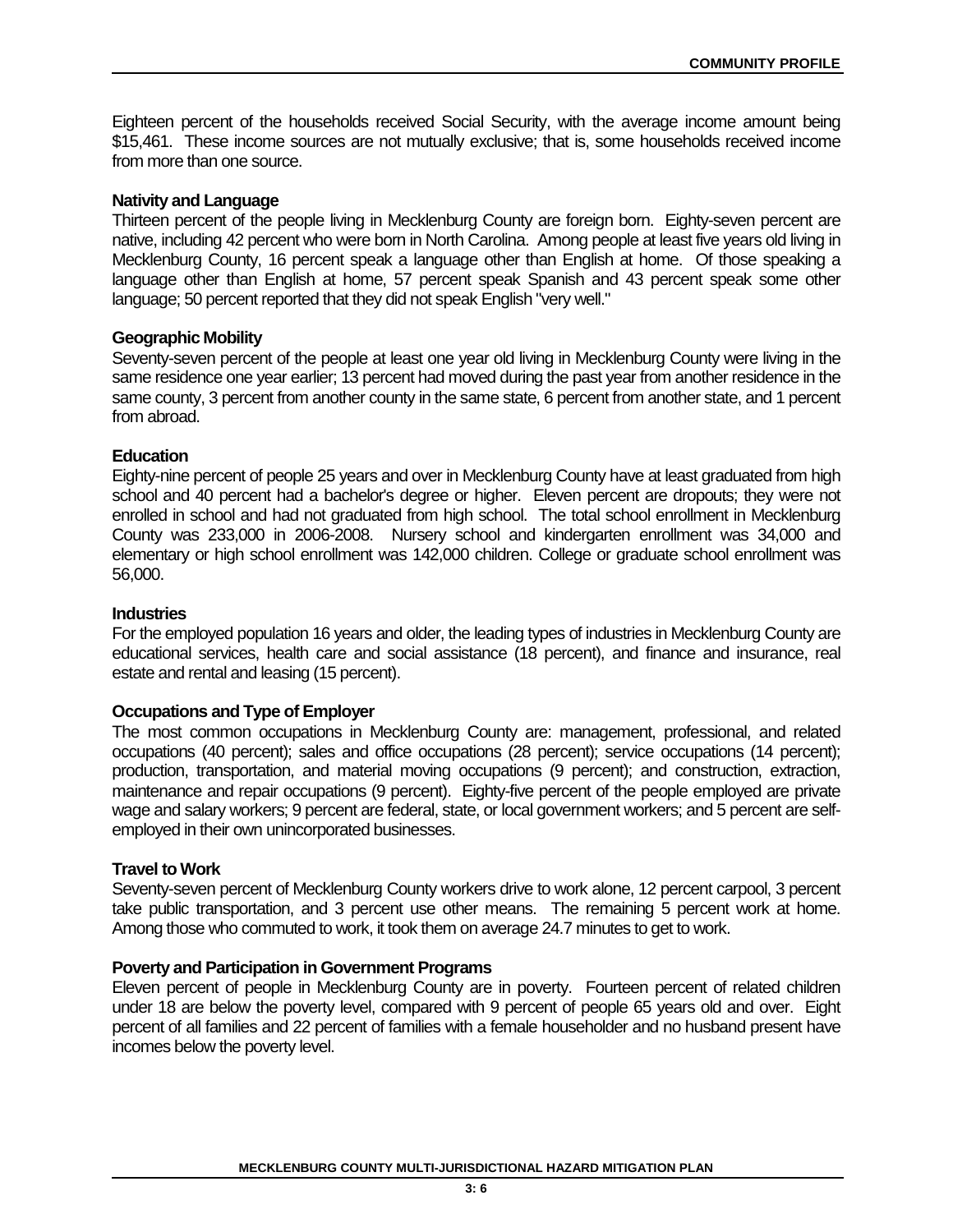Eighteen percent of the households received Social Security, with the average income amount being $15,461. These income sources are not mutually exclusive; that is, some households received income from more than one source.

**Nativity and Language**

Thirteen percent of the people living in Mecklenburg County are foreign born. Eighty-seven percent are native, including 42 percent who were born in North Carolina. Among people at least five years old living in Mecklenburg County, 16 percent speak a language other than English at home. Of those speaking a language other than English at home, 57 percent speak Spanish and 43 percent speak some other language; 50 percent reported that they did not speak English "very well."

**Geographic Mobility**

Seventy-seven percent of the people at least one year old living in Mecklenburg County were living in the same residence one year earlier; 13 percent had moved during the past year from another residence in the same county, 3 percent from another county in the same state, 6 percent from another state, and 1 percent from abroad.

**Education**

Eighty-nine percent of people 25 years and over in Mecklenburg County have at least graduated from high school and 40 percent had a bachelor's degree or higher. Eleven percent are dropouts; they were not enrolled in school and had not graduated from high school. The total school enrollment in Mecklenburg County was 233,000 in 2006-2008. Nursery school and kindergarten enrollment was 34,000 and elementary or high school enrollment was 142,000 children. College or graduate school enrollment was 56,000.

**Industries**

For the employed population 16 years and older, the leading types of industries in Mecklenburg County are educational services, health care and social assistance (18 percent), and finance and insurance, real estate and rental and leasing (15 percent).

**Occupations and Type of Employer**

The most common occupations in Mecklenburg County are: management, professional, and related occupations (40 percent); sales and office occupations (28 percent); service occupations (14 percent); production, transportation, and material moving occupations (9 percent); and construction, extraction, maintenance and repair occupations (9 percent). Eighty-five percent of the people employed are private wage and salary workers; 9 percent are federal, state, or local government workers; and 5 percent are self-employed in their own unincorporated businesses.

**Travel to Work**

Seventy-seven percent of Mecklenburg County workers drive to work alone, 12 percent carpool, 3 percent take public transportation, and 3 percent use other means. The remaining 5 percent work at home. Among those who commuted to work, it took them on average 24.7 minutes to get to work.

**Poverty and Participation in Government Programs**

Eleven percent of people in Mecklenburg County are in poverty. Fourteen percent of related children under 18 are below the poverty level, compared with 9 percent of people 65 years old and over. Eight percent of all families and 22 percent of families with a female householder and no husband present have incomes below the poverty level.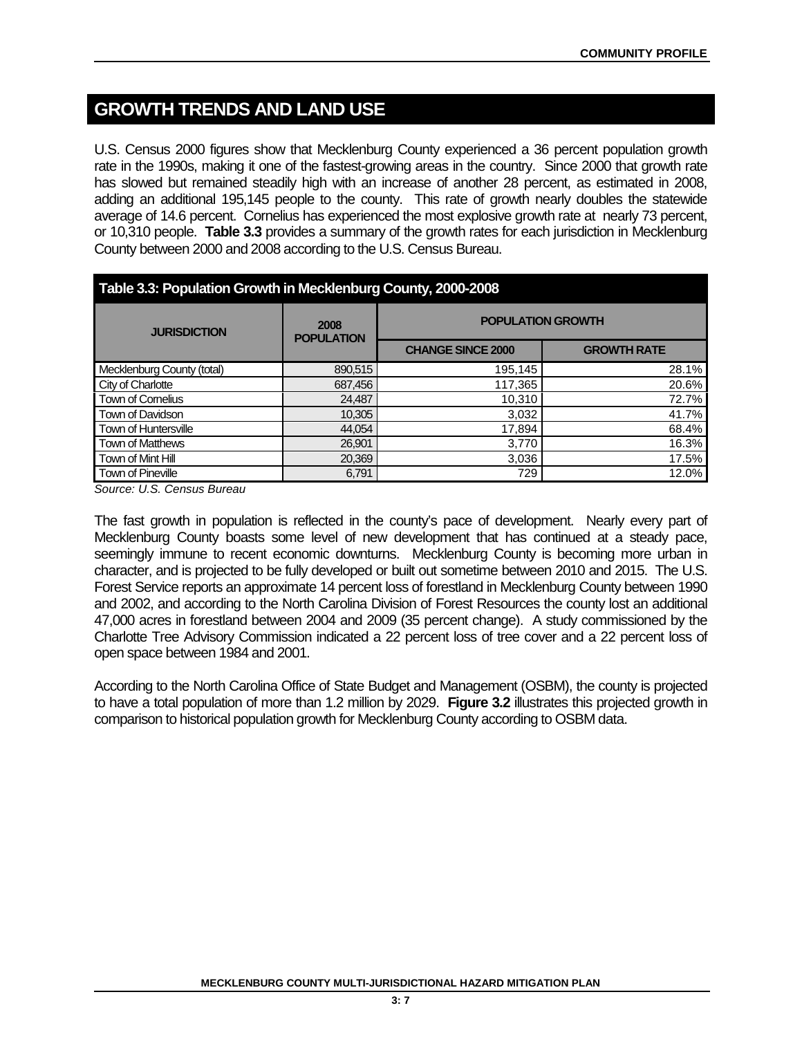## GROWTH TRENDS AND LAND USE

U.S. Census 2000 figures show that Mecklenburg County experienced a 36 percent population growth rate in the 1990s, making it one of the fastest-growing areas in the country. Since 2000 that growth rate has slowed but remained steadily high with an increase of another 28 percent, as estimated in 2008, adding an additional 195,145 people to the county. This rate of growth nearly doubles the statewide average of 14.6 percent. Cornelius has experienced the most explosive growth rate at nearly 73 percent, or 10,310 people. **Table 3.3** provides a summary of the growth rates for each jurisdiction in Mecklenburg County between 2000 and 2008 according to the U.S. Census Bureau.

**Table 3.3: Population Growth in Mecklenburg County, 2000-2008**

| JURISDICTION | 2008 POPULATION | POPULATION GROWTH | |
|---|---|---|---|
| | | CHANGE SINCE 2000 | GROWTH RATE |
| Mecklenburg County (total) | 890,515 | 195,145 | 28.1% |
| City of Charlotte | 687,456 | 117,365 | 20.6% |
| Town of Cornelius | 24,487 | 10,310 | 72.7% |
| Town of Davidson | 10,305 | 3,032 | 41.7% |
| Town of Huntersville | 44,054 | 17,894 | 68.4% |
| Town of Matthews | 26,901 | 3,770 | 16.3% |
| Town of Mint Hill | 20,369 | 3,036 | 17.5% |
| Town of Pineville | 6,791 | 729 | 12.0% |

*Source: U.S. Census Bureau*

The fast growth in population is reflected in the county's pace of development. Nearly every part of Mecklenburg County boasts some level of new development that has continued at a steady pace, seemingly immune to recent economic downturns. Mecklenburg County is becoming more urban in character, and is projected to be fully developed or built out sometime between 2010 and 2015. The U.S. Forest Service reports an approximate 14 percent loss of forestland in Mecklenburg County between 1990 and 2002, and according to the North Carolina Division of Forest Resources the county lost an additional 47,000 acres in forestland between 2004 and 2009 (35 percent change). A study commissioned by the Charlotte Tree Advisory Commission indicated a 22 percent loss of tree cover and a 22 percent loss of open space between 1984 and 2001.

According to the North Carolina Office of State Budget and Management (OSBM), the county is projected to have a total population of more than 1.2 million by 2029. **Figure 3.2** illustrates this projected growth in comparison to historical population growth for Mecklenburg County according to OSBM data.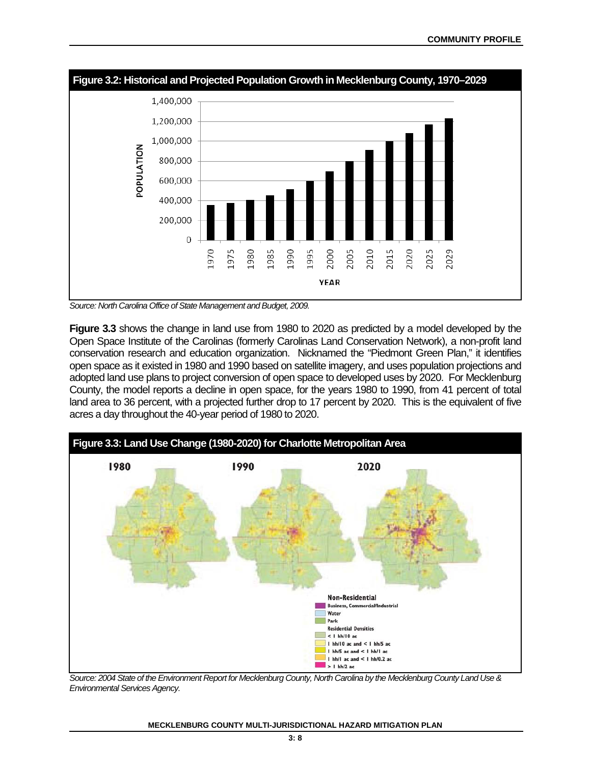**Figure 3.2: Historical and Projected Population Growth in Mecklenburg County, 1970–2029**

*Source: North Carolina Office of State Management and Budget, 2009.*

**Figure 3.3** shows the change in land use from 1980 to 2020 as predicted by a model developed by the Open Space Institute of the Carolinas (formerly Carolinas Land Conservation Network), a non-profit land conservation research and education organization. Nicknamed the "Piedmont Green Plan," it identifies open space as it existed in 1980 and 1990 based on satellite imagery, and uses population projections and adopted land use plans to project conversion of open space to developed uses by 2020. For Mecklenburg County, the model reports a decline in open space, for the years 1980 to 1990, from 41 percent of total land area to 36 percent, with a projected further drop to 17 percent by 2020. This is the equivalent of five acres a day throughout the 40-year period of 1980 to 2020.

**Figure 3.3: Land Use Change (1980-2020) for Charlotte Metropolitan Area**

*Source: 2004 State of the Environment Report for Mecklenburg County, North Carolina by the Mecklenburg County Land Use & Environmental Services Agency.*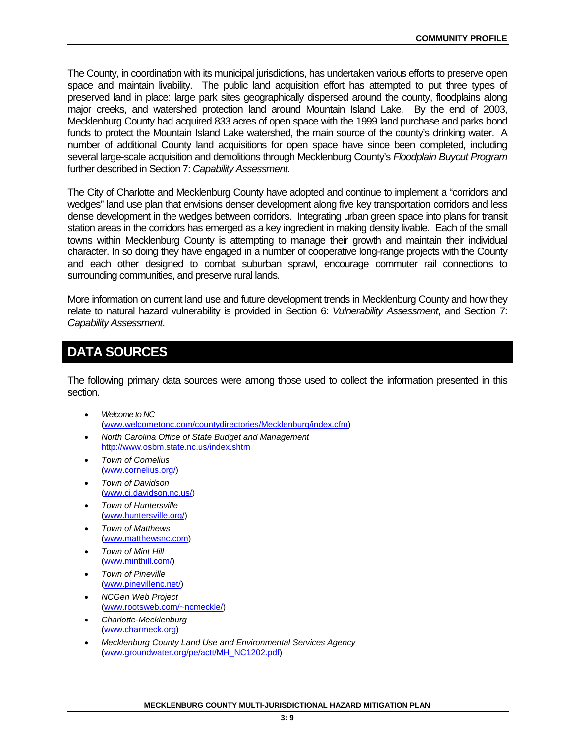The County, in coordination with its municipal jurisdictions, has undertaken various efforts to preserve open space and maintain livability. The public land acquisition effort has attempted to put three types of preserved land in place: large park sites geographically dispersed around the county, floodplains along major creeks, and watershed protection land around Mountain Island Lake. By the end of 2003, Mecklenburg County had acquired 833 acres of open space with the 1999 land purchase and parks bond funds to protect the Mountain Island Lake watershed, the main source of the county's drinking water. A number of additional County land acquisitions for open space have since been completed, including several large-scale acquisition and demolitions through Mecklenburg County's *Floodplain Buyout Program* further described in Section 7: *Capability Assessment*.

The City of Charlotte and Mecklenburg County have adopted and continue to implement a "corridors and wedges" land use plan that envisions denser development along five key transportation corridors and less dense development in the wedges between corridors. Integrating urban green space into plans for transit station areas in the corridors has emerged as a key ingredient in making density livable. Each of the small towns within Mecklenburg County is attempting to manage their growth and maintain their individual character. In so doing they have engaged in a number of cooperative long-range projects with the County and each other designed to combat suburban sprawl, encourage commuter rail connections to surrounding communities, and preserve rural lands.

More information on current land use and future development trends in Mecklenburg County and how they relate to natural hazard vulnerability is provided in Section 6: *Vulnerability Assessment*, and Section 7: *Capability Assessment*.

# DATA SOURCES

The following primary data sources were among those used to collect the information presented in this section.

- *Welcome to NC* (www.welcometonc.com/countydirectories/Mecklenburg/index.cfm)
- *North Carolina Office of State Budget and Management* http://www.osbm.state.nc.us/index.shtm
- *Town of Cornelius* (www.cornelius.org/)
- *Town of Davidson* (www.ci.davidson.nc.us/)
- *Town of Huntersville* (www.huntersville.org/)
- *Town of Matthews* (www.matthewsnc.com)
- *Town of Mint Hill* (www.minthill.com/)
- *Town of Pineville* (www.pinevillenc.net/)
- *NCGen Web Project* (www.rootsweb.com/~ncmeckle/)
- *Charlotte-Mecklenburg* (www.charmeck.org)
- *Mecklenburg County Land Use and Environmental Services Agency* (www.groundwater.org/pe/actt/MH_NC1202.pdf)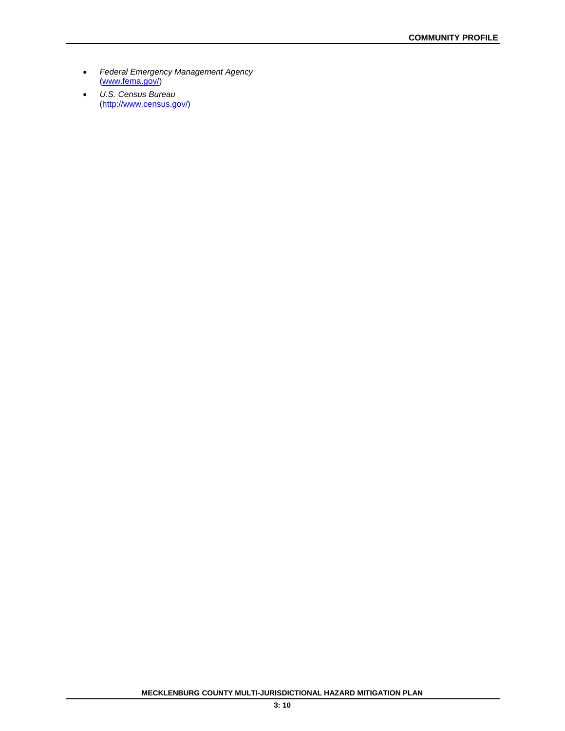- *Federal Emergency Management Agency*
  ([www.fema.gov/](www.fema.gov/))
- *U.S. Census Bureau*
  ([http://www.census.gov/](http://www.census.gov/))